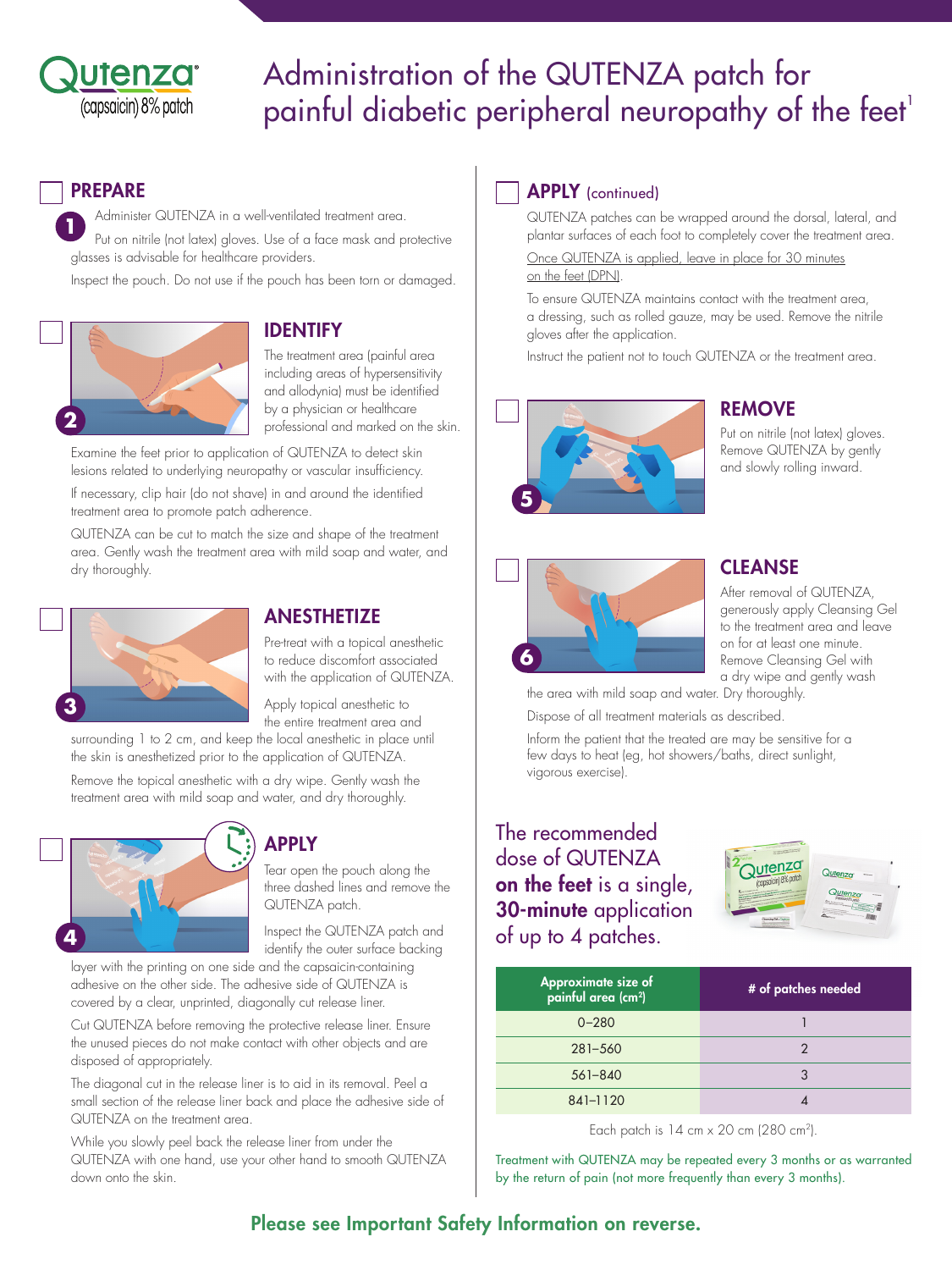# Administration of the QUTENZA patch for painful diabetic peripheral neuropathy of the feet[1]

Qutenza® (capsaicin) 8% patch

## PREPARE

**1**

Administer QUTENZA in a well-ventilated treatment area.

Put on nitrile (not latex) gloves. Use of a face mask and protective glasses is advisable for healthcare providers.

Inspect the pouch. Do not use if the pouch has been torn or damaged.

## IDENTIFY

**2**

The treatment area (painful area including areas of hypersensitivity and allodynia) must be identified by a physician or healthcare professional and marked on the skin.

Examine the feet prior to application of QUTENZA to detect skin lesions related to underlying neuropathy or vascular insufficiency.

If necessary, clip hair (do not shave) in and around the identified treatment area to promote patch adherence.

QUTENZA can be cut to match the size and shape of the treatment area. Gently wash the treatment area with mild soap and water, and dry thoroughly.

## ANESTHETIZE

**3**

Pre-treat with a topical anesthetic to reduce discomfort associated with the application of QUTENZA.

Apply topical anesthetic to the entire treatment area and surrounding 1 to 2 cm, and keep the local anesthetic in place until the skin is anesthetized prior to the application of QUTENZA.

Remove the topical anesthetic with a dry wipe. Gently wash the treatment area with mild soap and water, and dry thoroughly.

## APPLY

**4**

Tear open the pouch along the three dashed lines and remove the QUTENZA patch.

Inspect the QUTENZA patch and identify the outer surface backing layer with the printing on one side and the capsaicin-containing adhesive on the other side. The adhesive side of QUTENZA is covered by a clear, unprinted, diagonally cut release liner.

Cut QUTENZA before removing the protective release liner. Ensure the unused pieces do not make contact with other objects and are disposed of appropriately.

The diagonal cut in the release liner is to aid in its removal. Peel a small section of the release liner back and place the adhesive side of QUTENZA on the treatment area.

While you slowly peel back the release liner from under the QUTENZA with one hand, use your other hand to smooth QUTENZA down onto the skin.

## APPLY (continued)

QUTENZA patches can be wrapped around the dorsal, lateral, and plantar surfaces of each foot to completely cover the treatment area.

Once QUTENZA is applied, leave in place for 30 minutes on the feet (DPN).

To ensure QUTENZA maintains contact with the treatment area, a dressing, such as rolled gauze, may be used. Remove the nitrile gloves after the application.

Instruct the patient not to touch QUTENZA or the treatment area.

## REMOVE

**5**

Put on nitrile (not latex) gloves. Remove QUTENZA by gently and slowly rolling inward.

## CLEANSE

**6**

After removal of QUTENZA, generously apply Cleansing Gel to the treatment area and leave on for at least one minute. Remove Cleansing Gel with a dry wipe and gently wash the area with mild soap and water. Dry thoroughly.

Dispose of all treatment materials as described.

Inform the patient that the treated are may be sensitive for a few days to heat (eg, hot showers/baths, direct sunlight, vigorous exercise).

The recommended dose of QUTENZA **on the feet** is a single, **30-minute** application of up to 4 patches.

| Approximate size of painful area (cm²) | # of patches needed |
|---|---|
| 0–280 | 1 |
| 281–560 | 2 |
| 561–840 | 3 |
| 841–1120 | 4 |

Each patch is 14 cm x 20 cm (280 cm²).

Treatment with QUTENZA may be repeated every 3 months or as warranted by the return of pain (not more frequently than every 3 months).

**Please see Important Safety Information on reverse.**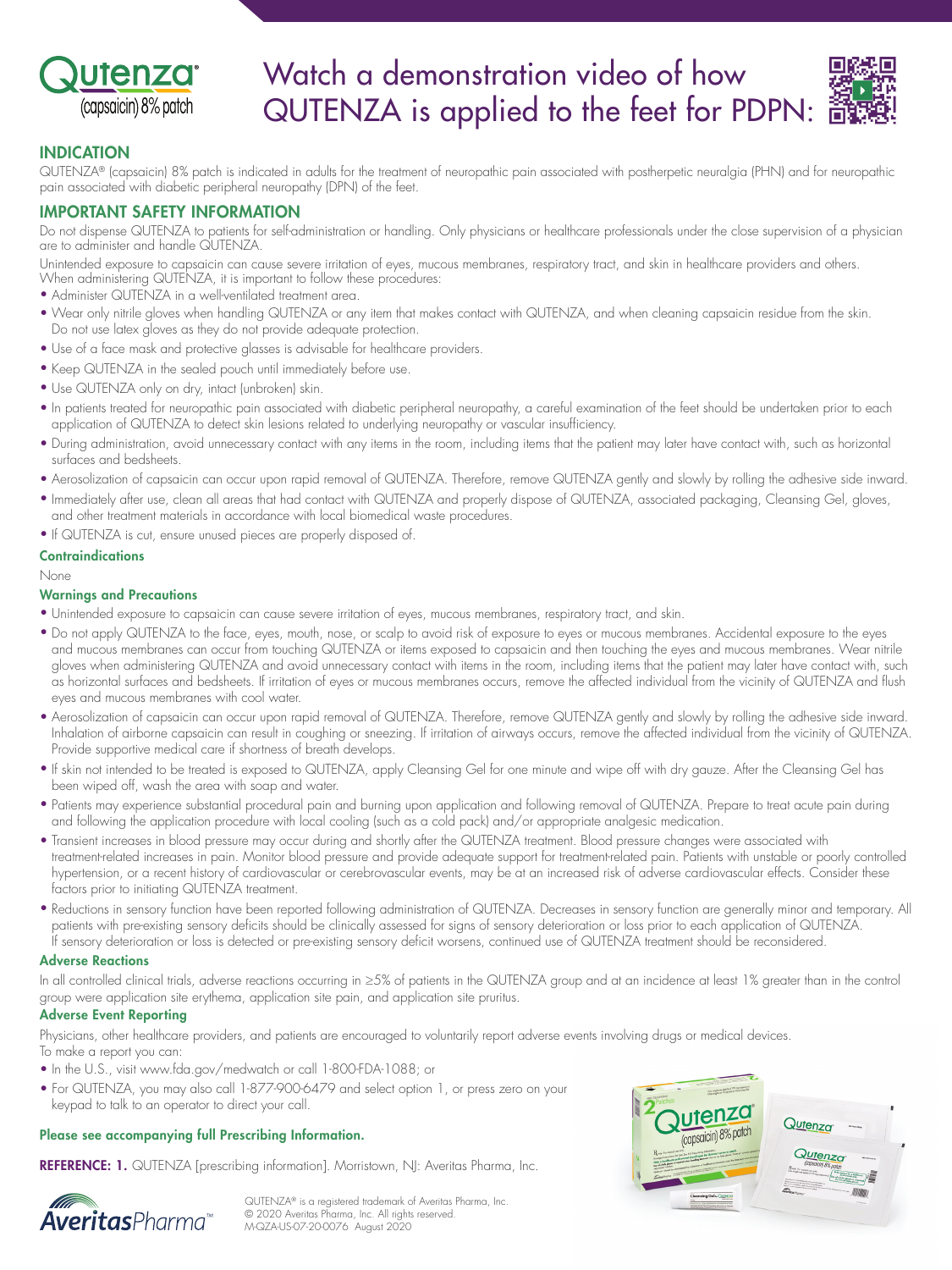# Watch a demonstration video of how QUTENZA is applied to the feet for PDPN:

## INDICATION

QUTENZA® (capsaicin) 8% patch is indicated in adults for the treatment of neuropathic pain associated with postherpetic neuralgia (PHN) and for neuropathic pain associated with diabetic peripheral neuropathy (DPN) of the feet.

## IMPORTANT SAFETY INFORMATION

Do not dispense QUTENZA to patients for self-administration or handling. Only physicians or healthcare professionals under the close supervision of a physician are to administer and handle QUTENZA.

Unintended exposure to capsaicin can cause severe irritation of eyes, mucous membranes, respiratory tract, and skin in healthcare providers and others. When administering QUTENZA, it is important to follow these procedures:

- Administer QUTENZA in a well-ventilated treatment area.
- Wear only nitrile gloves when handling QUTENZA or any item that makes contact with QUTENZA, and when cleaning capsaicin residue from the skin. Do not use latex gloves as they do not provide adequate protection.
- Use of a face mask and protective glasses is advisable for healthcare providers.
- Keep QUTENZA in the sealed pouch until immediately before use.
- Use QUTENZA only on dry, intact (unbroken) skin.
- In patients treated for neuropathic pain associated with diabetic peripheral neuropathy, a careful examination of the feet should be undertaken prior to each application of QUTENZA to detect skin lesions related to underlying neuropathy or vascular insufficiency.
- During administration, avoid unnecessary contact with any items in the room, including items that the patient may later have contact with, such as horizontal surfaces and bedsheets.
- Aerosolization of capsaicin can occur upon rapid removal of QUTENZA. Therefore, remove QUTENZA gently and slowly by rolling the adhesive side inward.
- Immediately after use, clean all areas that had contact with QUTENZA and properly dispose of QUTENZA, associated packaging, Cleansing Gel, gloves, and other treatment materials in accordance with local biomedical waste procedures.
- If QUTENZA is cut, ensure unused pieces are properly disposed of.

### Contraindications

None

### Warnings and Precautions

- Unintended exposure to capsaicin can cause severe irritation of eyes, mucous membranes, respiratory tract, and skin.
- Do not apply QUTENZA to the face, eyes, mouth, nose, or scalp to avoid risk of exposure to eyes or mucous membranes. Accidental exposure to the eyes and mucous membranes can occur from touching QUTENZA or items exposed to capsaicin and then touching the eyes and mucous membranes. Wear nitrile gloves when administering QUTENZA and avoid unnecessary contact with items in the room, including items that the patient may later have contact with, such as horizontal surfaces and bedsheets. If irritation of eyes or mucous membranes occurs, remove the affected individual from the vicinity of QUTENZA and flush eyes and mucous membranes with cool water.
- Aerosolization of capsaicin can occur upon rapid removal of QUTENZA. Therefore, remove QUTENZA gently and slowly by rolling the adhesive side inward. Inhalation of airborne capsaicin can result in coughing or sneezing. If irritation of airways occurs, remove the affected individual from the vicinity of QUTENZA. Provide supportive medical care if shortness of breath develops.
- If skin not intended to be treated is exposed to QUTENZA, apply Cleansing Gel for one minute and wipe off with dry gauze. After the Cleansing Gel has been wiped off, wash the area with soap and water.
- Patients may experience substantial procedural pain and burning upon application and following removal of QUTENZA. Prepare to treat acute pain during and following the application procedure with local cooling (such as a cold pack) and/or appropriate analgesic medication.
- Transient increases in blood pressure may occur during and shortly after the QUTENZA treatment. Blood pressure changes were associated with treatment-related increases in pain. Monitor blood pressure and provide adequate support for treatment-related pain. Patients with unstable or poorly controlled hypertension, or a recent history of cardiovascular or cerebrovascular events, may be at an increased risk of adverse cardiovascular effects. Consider these factors prior to initiating QUTENZA treatment.
- Reductions in sensory function have been reported following administration of QUTENZA. Decreases in sensory function are generally minor and temporary. All patients with pre-existing sensory deficits should be clinically assessed for signs of sensory deterioration or loss prior to each application of QUTENZA. If sensory deterioration or loss is detected or pre-existing sensory deficit worsens, continued use of QUTENZA treatment should be reconsidered.

### Adverse Reactions

In all controlled clinical trials, adverse reactions occurring in ≥5% of patients in the QUTENZA group and at an incidence at least 1% greater than in the control group were application site erythema, application site pain, and application site pruritus.

### Adverse Event Reporting

Physicians, other healthcare providers, and patients are encouraged to voluntarily report adverse events involving drugs or medical devices. To make a report you can:

- In the U.S., visit www.fda.gov/medwatch or call 1-800-FDA-1088; or
- For QUTENZA, you may also call 1-877-900-6479 and select option 1, or press zero on your keypad to talk to an operator to direct your call.

**Please see accompanying full Prescribing Information.**

**REFERENCE: 1.** QUTENZA [prescribing information]. Morristown, NJ: Averitas Pharma, Inc.

QUTENZA® is a registered trademark of Averitas Pharma, Inc.
© 2020 Averitas Pharma, Inc. All rights reserved.
M-QZA-US-07-20-0076 August 2020